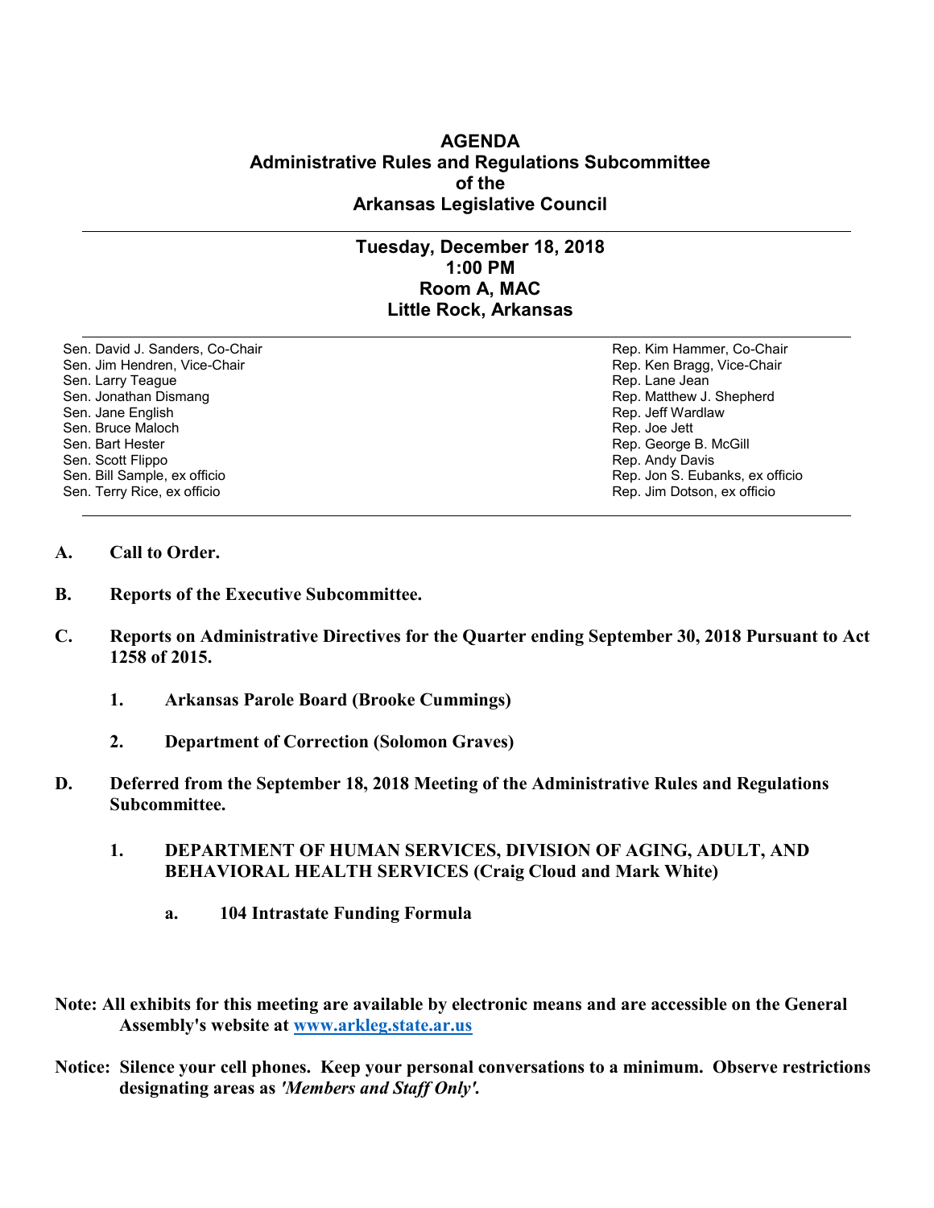# AGENDA
## Administrative Rules and Regulations Subcommittee of the Arkansas Legislative Council

---

### Tuesday, December 18, 2018
### 1:00 PM
### Room A, MAC
### Little Rock, Arkansas

---

| | |
|---|---|
| Sen. David J. Sanders, Co-Chair | Rep. Kim Hammer, Co-Chair |
| Sen. Jim Hendren, Vice-Chair | Rep. Ken Bragg, Vice-Chair |
| Sen. Larry Teague | Rep. Lane Jean |
| Sen. Jonathan Dismang | Rep. Matthew J. Shepherd |
| Sen. Jane English | Rep. Jeff Wardlaw |
| Sen. Bruce Maloch | Rep. Joe Jett |
| Sen. Bart Hester | Rep. George B. McGill |
| Sen. Scott Flippo | Rep. Andy Davis |
| Sen. Bill Sample, ex officio | Rep. Jon S. Eubanks, ex officio |
| Sen. Terry Rice, ex officio | Rep. Jim Dotson, ex officio |

---

**A. Call to Order.**

**B. Reports of the Executive Subcommittee.**

**C. Reports on Administrative Directives for the Quarter ending September 30, 2018 Pursuant to Act 1258 of 2015.**

1. **Arkansas Parole Board (Brooke Cummings)**
2. **Department of Correction (Solomon Graves)**

**D. Deferred from the September 18, 2018 Meeting of the Administrative Rules and Regulations Subcommittee.**

1. **DEPARTMENT OF HUMAN SERVICES, DIVISION OF AGING, ADULT, AND BEHAVIORAL HEALTH SERVICES (Craig Cloud and Mark White)**

   a. **104 Intrastate Funding Formula**

**Note: All exhibits for this meeting are available by electronic means and are accessible on the General Assembly's website at [www.arkleg.state.ar.us](http://www.arkleg.state.ar.us)**

**Notice: Silence your cell phones. Keep your personal conversations to a minimum. Observe restrictions designating areas as *'Members and Staff Only'*.**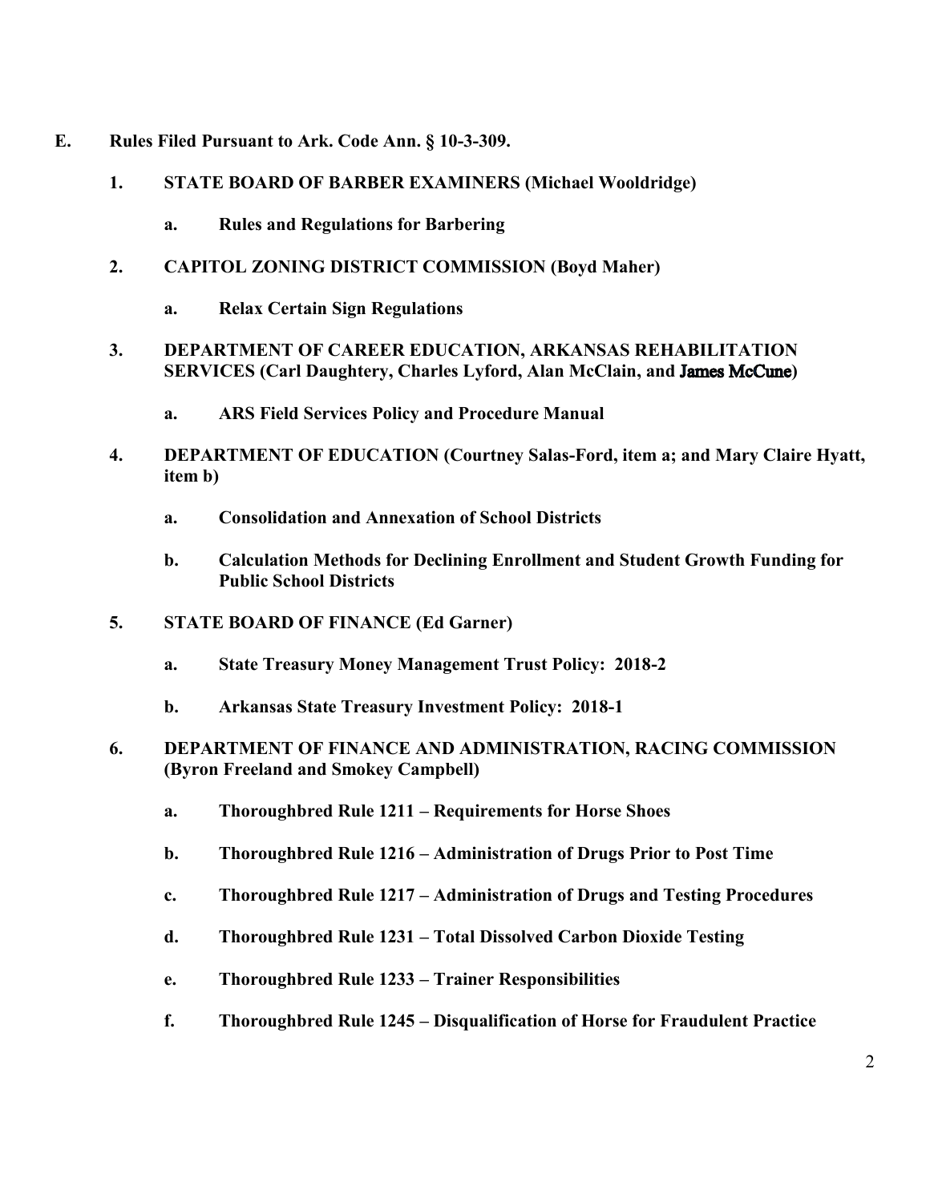**E. Rules Filed Pursuant to Ark. Code Ann. § 10-3-309.**

**1. STATE BOARD OF BARBER EXAMINERS (Michael Wooldridge)**

**a. Rules and Regulations for Barbering**

**2. CAPITOL ZONING DISTRICT COMMISSION (Boyd Maher)**

**a. Relax Certain Sign Regulations**

**3. DEPARTMENT OF CAREER EDUCATION, ARKANSAS REHABILITATION SERVICES (Carl Daughtery, Charles Lyford, Alan McClain, and James McCune)**

**a. ARS Field Services Policy and Procedure Manual**

**4. DEPARTMENT OF EDUCATION (Courtney Salas-Ford, item a; and Mary Claire Hyatt, item b)**

**a. Consolidation and Annexation of School Districts**

**b. Calculation Methods for Declining Enrollment and Student Growth Funding for Public School Districts**

**5. STATE BOARD OF FINANCE (Ed Garner)**

**a. State Treasury Money Management Trust Policy: 2018-2**

**b. Arkansas State Treasury Investment Policy: 2018-1**

**6. DEPARTMENT OF FINANCE AND ADMINISTRATION, RACING COMMISSION (Byron Freeland and Smokey Campbell)**

**a. Thoroughbred Rule 1211 – Requirements for Horse Shoes**

**b. Thoroughbred Rule 1216 – Administration of Drugs Prior to Post Time**

**c. Thoroughbred Rule 1217 – Administration of Drugs and Testing Procedures**

**d. Thoroughbred Rule 1231 – Total Dissolved Carbon Dioxide Testing**

**e. Thoroughbred Rule 1233 – Trainer Responsibilities**

**f. Thoroughbred Rule 1245 – Disqualification of Horse for Fraudulent Practice**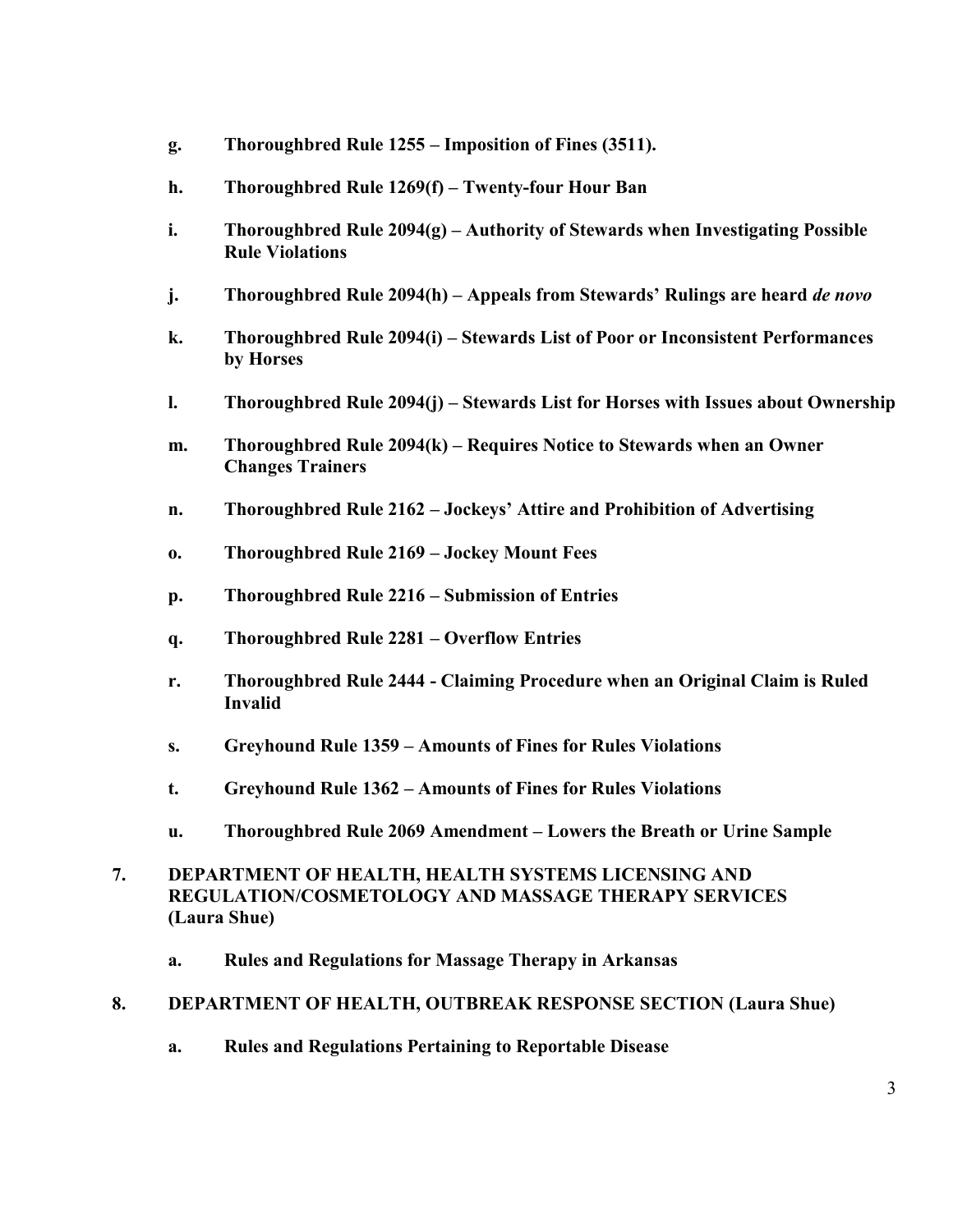- **g.** **Thoroughbred Rule 1255 – Imposition of Fines (3511).**

- **h.** **Thoroughbred Rule 1269(f) – Twenty-four Hour Ban**

- **i.** **Thoroughbred Rule 2094(g) – Authority of Stewards when Investigating Possible Rule Violations**

- **j.** **Thoroughbred Rule 2094(h) – Appeals from Stewards' Rulings are heard *de novo***

- **k.** **Thoroughbred Rule 2094(i) – Stewards List of Poor or Inconsistent Performances by Horses**

- **l.** **Thoroughbred Rule 2094(j) – Stewards List for Horses with Issues about Ownership**

- **m.** **Thoroughbred Rule 2094(k) – Requires Notice to Stewards when an Owner Changes Trainers**

- **n.** **Thoroughbred Rule 2162 – Jockeys' Attire and Prohibition of Advertising**

- **o.** **Thoroughbred Rule 2169 – Jockey Mount Fees**

- **p.** **Thoroughbred Rule 2216 – Submission of Entries**

- **q.** **Thoroughbred Rule 2281 – Overflow Entries**

- **r.** **Thoroughbred Rule 2444 - Claiming Procedure when an Original Claim is Ruled Invalid**

- **s.** **Greyhound Rule 1359 – Amounts of Fines for Rules Violations**

- **t.** **Greyhound Rule 1362 – Amounts of Fines for Rules Violations**

- **u.** **Thoroughbred Rule 2069 Amendment – Lowers the Breath or Urine Sample**

**7. DEPARTMENT OF HEALTH, HEALTH SYSTEMS LICENSING AND REGULATION/COSMETOLOGY AND MASSAGE THERAPY SERVICES (Laura Shue)**

- **a.** **Rules and Regulations for Massage Therapy in Arkansas**

**8. DEPARTMENT OF HEALTH, OUTBREAK RESPONSE SECTION (Laura Shue)**

- **a.** **Rules and Regulations Pertaining to Reportable Disease**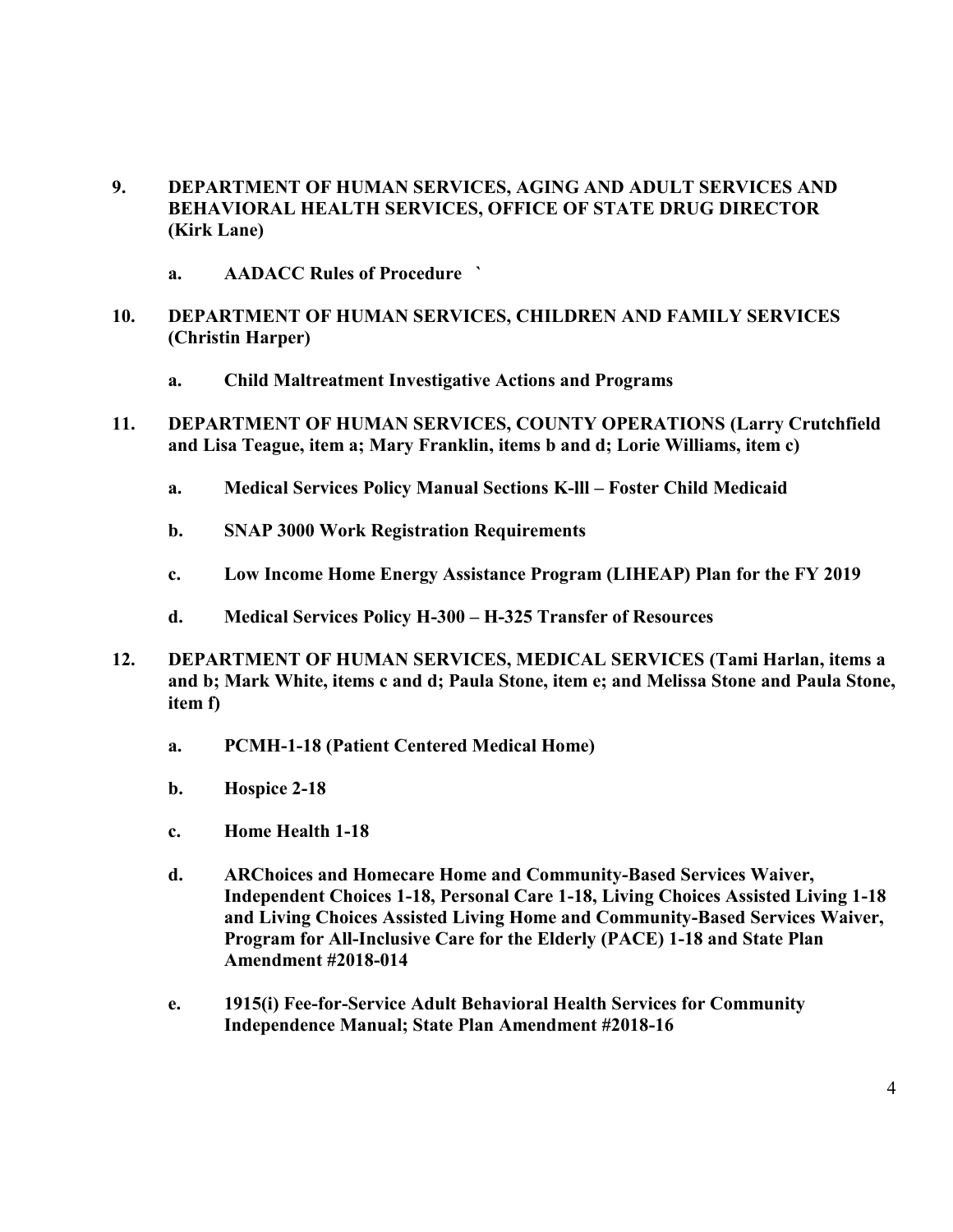**9. DEPARTMENT OF HUMAN SERVICES, AGING AND ADULT SERVICES AND BEHAVIORAL HEALTH SERVICES, OFFICE OF STATE DRUG DIRECTOR (Kirk Lane)**

- **a. AADACC Rules of Procedure** `

**10. DEPARTMENT OF HUMAN SERVICES, CHILDREN AND FAMILY SERVICES (Christin Harper)**

- **a. Child Maltreatment Investigative Actions and Programs**

**11. DEPARTMENT OF HUMAN SERVICES, COUNTY OPERATIONS (Larry Crutchfield and Lisa Teague, item a; Mary Franklin, items b and d; Lorie Williams, item c)**

- **a. Medical Services Policy Manual Sections K-lll – Foster Child Medicaid**
- **b. SNAP 3000 Work Registration Requirements**
- **c. Low Income Home Energy Assistance Program (LIHEAP) Plan for the FY 2019**
- **d. Medical Services Policy H-300 – H-325 Transfer of Resources**

**12. DEPARTMENT OF HUMAN SERVICES, MEDICAL SERVICES (Tami Harlan, items a and b; Mark White, items c and d; Paula Stone, item e; and Melissa Stone and Paula Stone, item f)**

- **a. PCMH-1-18 (Patient Centered Medical Home)**
- **b. Hospice 2-18**
- **c. Home Health 1-18**
- **d. ARChoices and Homecare Home and Community-Based Services Waiver, Independent Choices 1-18, Personal Care 1-18, Living Choices Assisted Living 1-18 and Living Choices Assisted Living Home and Community-Based Services Waiver, Program for All-Inclusive Care for the Elderly (PACE) 1-18 and State Plan Amendment #2018-014**
- **e. 1915(i) Fee-for-Service Adult Behavioral Health Services for Community Independence Manual; State Plan Amendment #2018-16**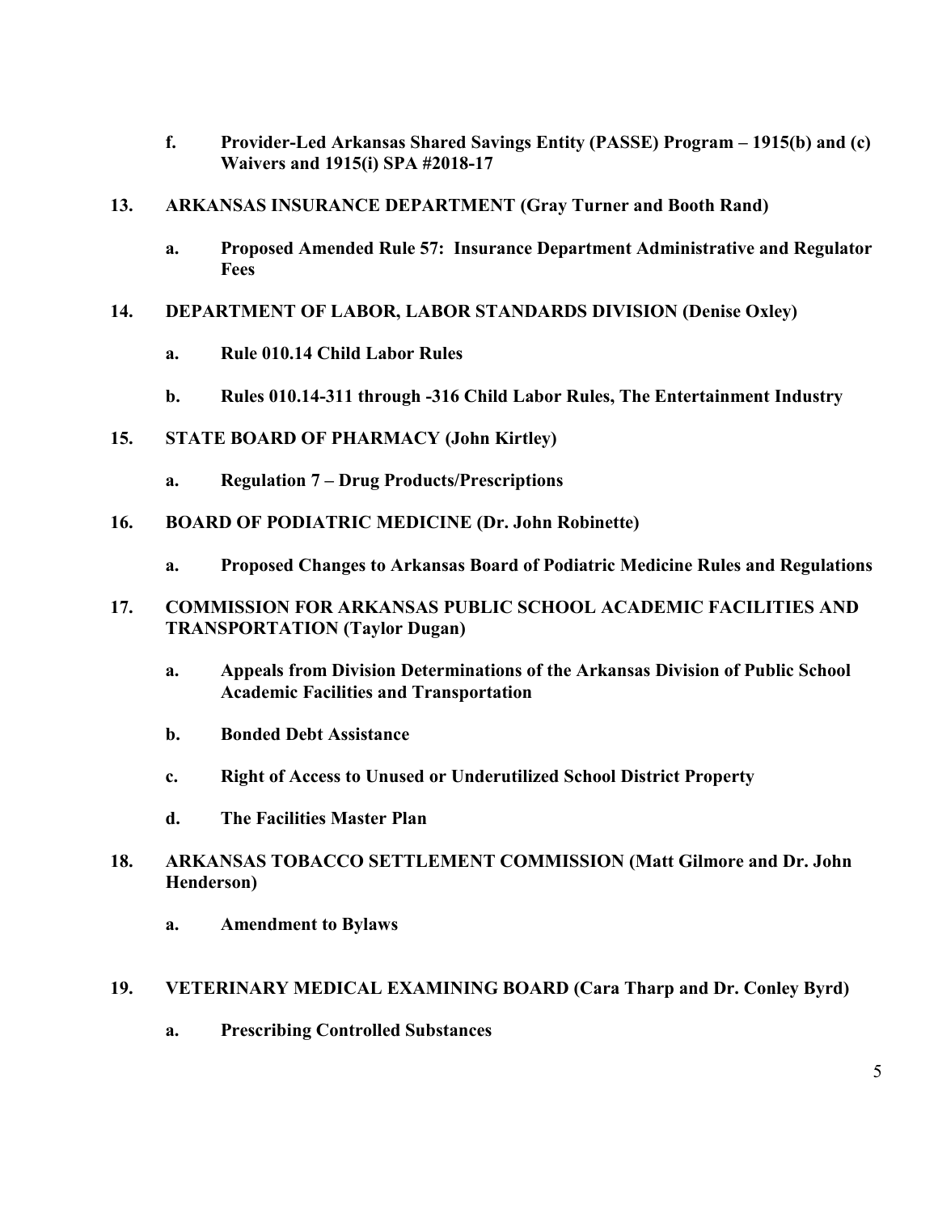**f. Provider-Led Arkansas Shared Savings Entity (PASSE) Program – 1915(b) and (c) Waivers and 1915(i) SPA #2018-17**

**13. ARKANSAS INSURANCE DEPARTMENT (Gray Turner and Booth Rand)**

**a. Proposed Amended Rule 57: Insurance Department Administrative and Regulator Fees**

**14. DEPARTMENT OF LABOR, LABOR STANDARDS DIVISION (Denise Oxley)**

**a. Rule 010.14 Child Labor Rules**

**b. Rules 010.14-311 through -316 Child Labor Rules, The Entertainment Industry**

**15. STATE BOARD OF PHARMACY (John Kirtley)**

**a. Regulation 7 – Drug Products/Prescriptions**

**16. BOARD OF PODIATRIC MEDICINE (Dr. John Robinette)**

**a. Proposed Changes to Arkansas Board of Podiatric Medicine Rules and Regulations**

**17. COMMISSION FOR ARKANSAS PUBLIC SCHOOL ACADEMIC FACILITIES AND TRANSPORTATION (Taylor Dugan)**

**a. Appeals from Division Determinations of the Arkansas Division of Public School Academic Facilities and Transportation**

**b. Bonded Debt Assistance**

**c. Right of Access to Unused or Underutilized School District Property**

**d. The Facilities Master Plan**

**18. ARKANSAS TOBACCO SETTLEMENT COMMISSION (Matt Gilmore and Dr. John Henderson)**

**a. Amendment to Bylaws**

**19. VETERINARY MEDICAL EXAMINING BOARD (Cara Tharp and Dr. Conley Byrd)**

**a. Prescribing Controlled Substances**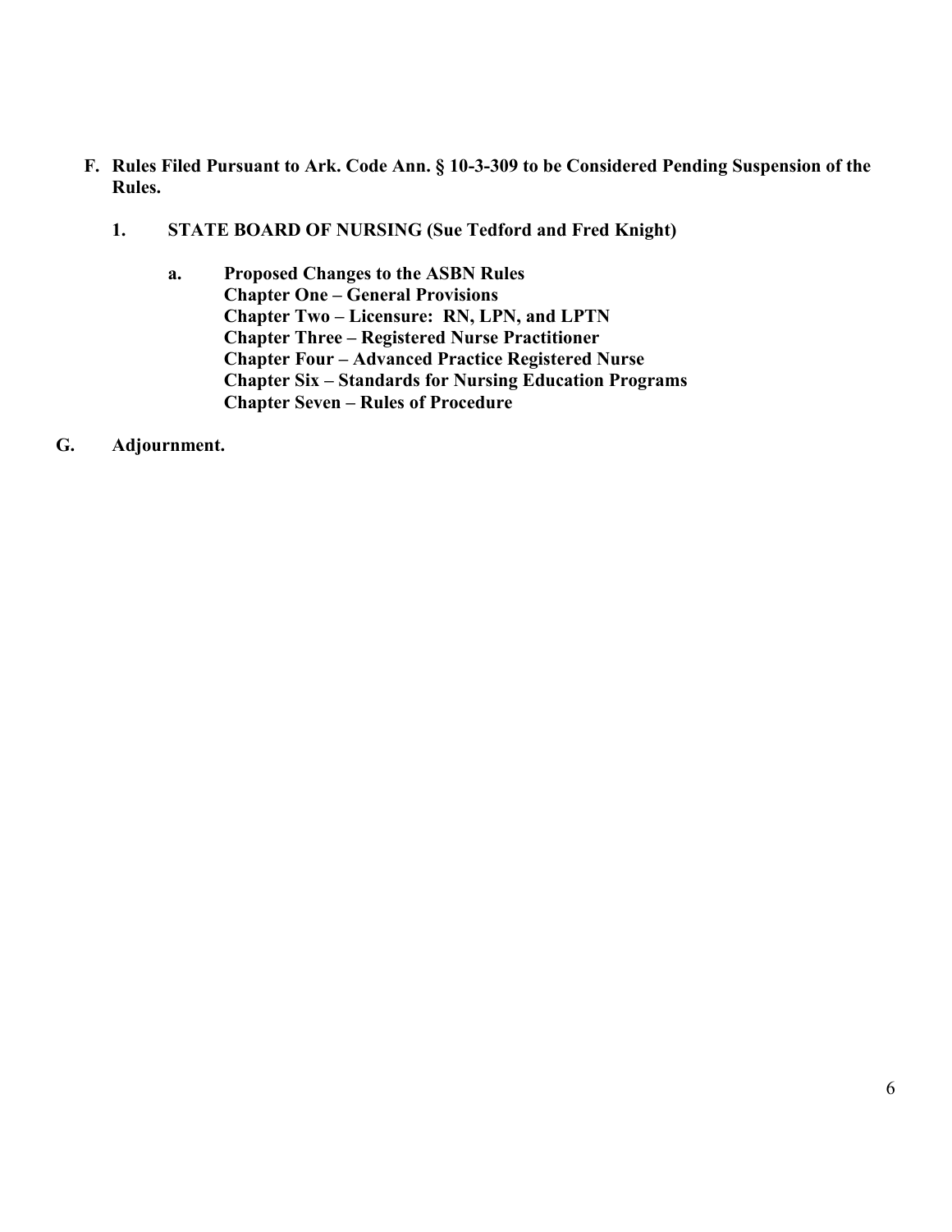**F. Rules Filed Pursuant to Ark. Code Ann. § 10-3-309 to be Considered Pending Suspension of the Rules.**

**1. STATE BOARD OF NURSING (Sue Tedford and Fred Knight)**

**a. Proposed Changes to the ASBN Rules**
**Chapter One – General Provisions**
**Chapter Two – Licensure: RN, LPN, and LPTN**
**Chapter Three – Registered Nurse Practitioner**
**Chapter Four – Advanced Practice Registered Nurse**
**Chapter Six – Standards for Nursing Education Programs**
**Chapter Seven – Rules of Procedure**

**G. Adjournment.**